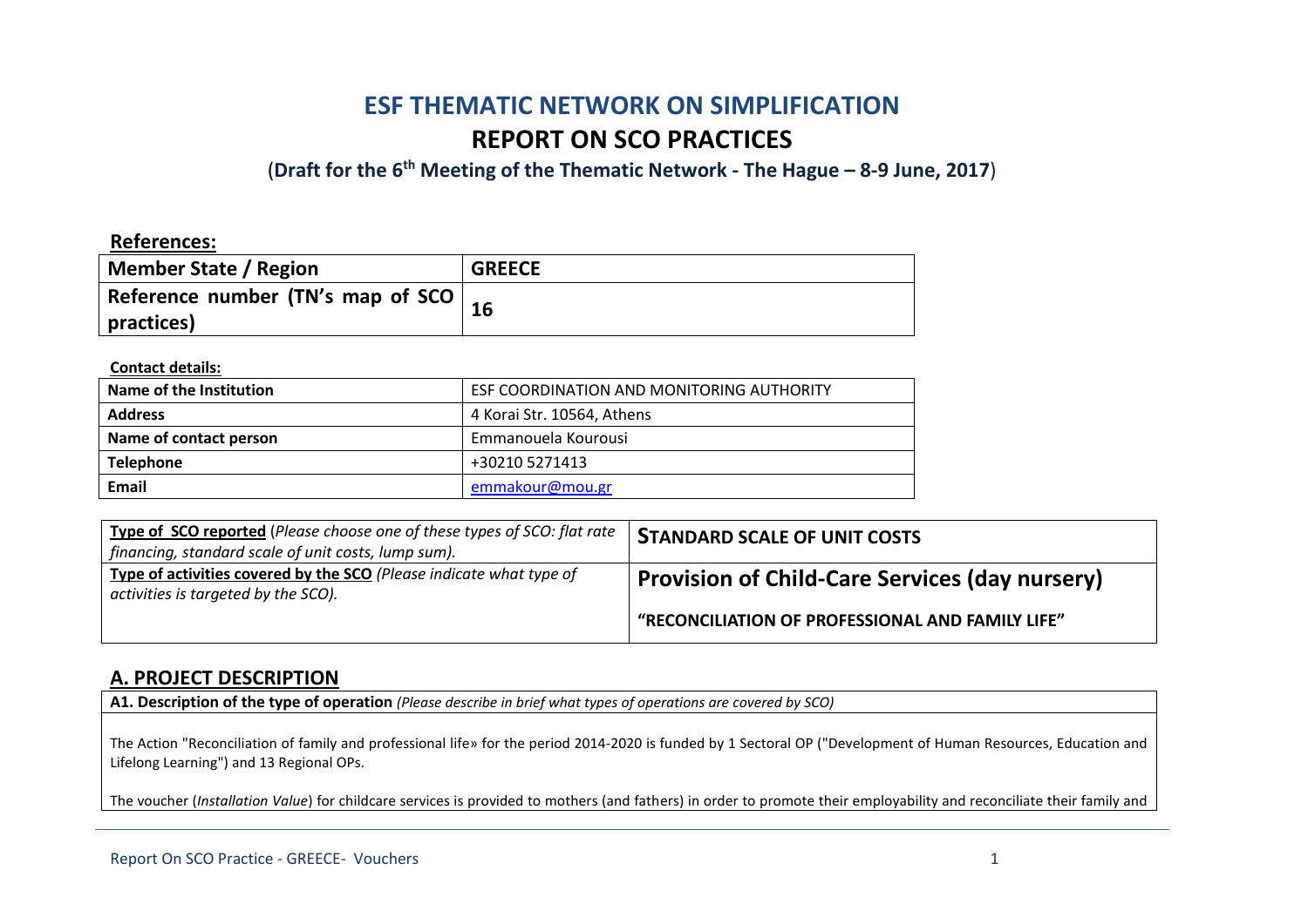# ESF THEMATIC NETWORK ON SIMPLIFICATION

# REPORT ON SCO PRACTICES

(**Draft for the 6th Meeting of the Thematic Network - The Hague – 8-9 June, 2017**)

**References:**

| Member State / Region | GREECE |
|---|---|
| Reference number (TN's map of SCO practices) | 16 |

**Contact details:**

| Name of the Institution | ESF COORDINATION AND MONITORING AUTHORITY |
|---|---|
| Address | 4 Korai Str. 10564, Athens |
| Name of contact person | Emmanouela Kourousi |
| Telephone | +30210 5271413 |
| Email | emmakour@mou.gr |

| Type of SCO reported (*Please choose one of these types of SCO: flat rate financing, standard scale of unit costs, lump sum).* | **STANDARD SCALE OF UNIT COSTS** |
|---|---|
| Type of activities covered by the SCO (*Please indicate what type of activities is targeted by the SCO).* | **Provision of Child-Care Services (day nursery)**<br><br>**"RECONCILIATION OF PROFESSIONAL AND FAMILY LIFE"** |

## A. PROJECT DESCRIPTION

**A1. Description of the type of operation** *(Please describe in brief what types of operations are covered by SCO)*

The Action "Reconciliation of family and professional life» for the period 2014-2020 is funded by 1 Sectoral OP ("Development of Human Resources, Education and Lifelong Learning") and 13 Regional OPs.

The voucher (*Installation Value*) for childcare services is provided to mothers (and fathers) in order to promote their employability and reconciliate their family and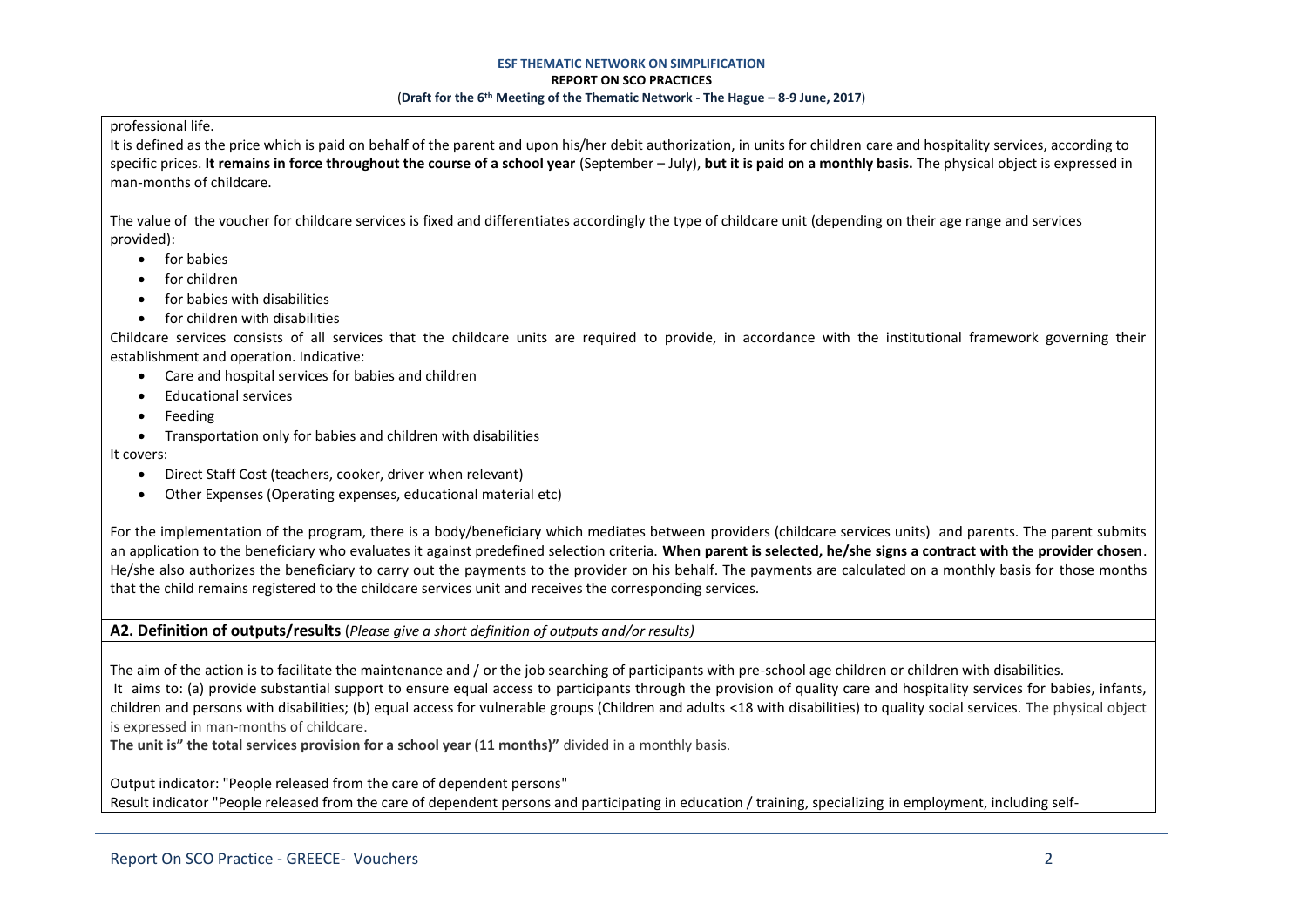professional life.

It is defined as the price which is paid on behalf of the parent and upon his/her debit authorization, in units for children care and hospitality services, according to specific prices. **It remains in force throughout the course of a school year** (September – July), **but it is paid on a monthly basis.** The physical object is expressed in man-months of childcare.

The value of the voucher for childcare services is fixed and differentiates accordingly the type of childcare unit (depending on their age range and services provided):

- for babies
- for children
- for babies with disabilities
- for children with disabilities

Childcare services consists of all services that the childcare units are required to provide, in accordance with the institutional framework governing their establishment and operation. Indicative:

- Care and hospital services for babies and children
- Educational services
- Feeding
- Transportation only for babies and children with disabilities

It covers:

- Direct Staff Cost (teachers, cooker, driver when relevant)
- Other Expenses (Operating expenses, educational material etc)

For the implementation of the program, there is a body/beneficiary which mediates between providers (childcare services units) and parents. The parent submits an application to the beneficiary who evaluates it against predefined selection criteria. **When parent is selected, he/she signs a contract with the provider chosen**. He/she also authorizes the beneficiary to carry out the payments to the provider on his behalf. The payments are calculated on a monthly basis for those months that the child remains registered to the childcare services unit and receives the corresponding services.

**A2. Definition of outputs/results** (*Please give a short definition of outputs and/or results)*

The aim of the action is to facilitate the maintenance and / or the job searching of participants with pre-school age children or children with disabilities.

It aims to: (a) provide substantial support to ensure equal access to participants through the provision of quality care and hospitality services for babies, infants, children and persons with disabilities; (b) equal access for vulnerable groups (Children and adults <18 with disabilities) to quality social services. The physical object is expressed in man-months of childcare.

**The unit is" the total services provision for a school year (11 months)"** divided in a monthly basis.

Output indicator: "People released from the care of dependent persons"

Result indicator "People released from the care of dependent persons and participating in education / training, specializing in employment, including self-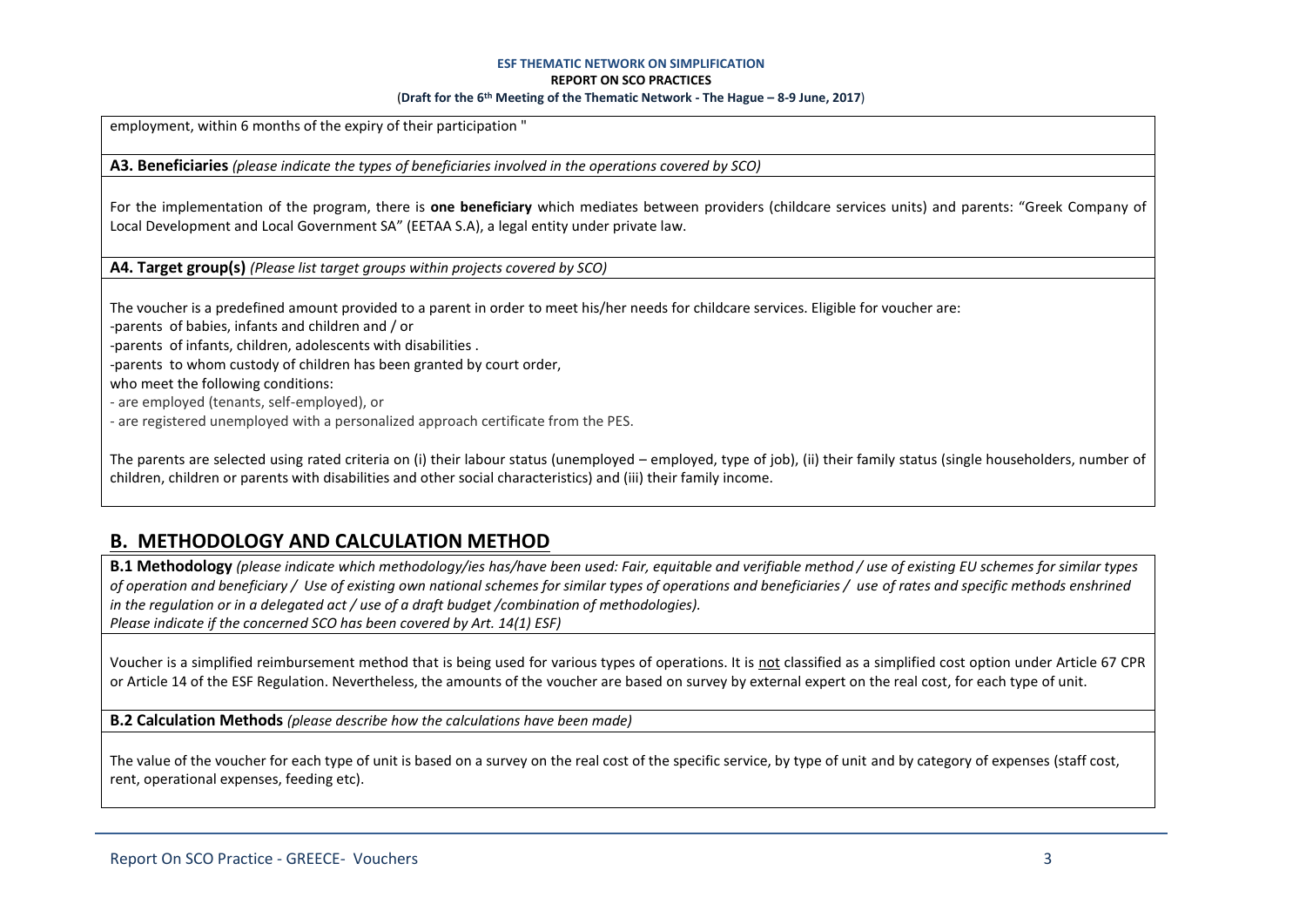employment, within 6 months of the expiry of their participation "

**A3. Beneficiaries** *(please indicate the types of beneficiaries involved in the operations covered by SCO)*

For the implementation of the program, there is **one beneficiary** which mediates between providers (childcare services units) and parents: "Greek Company of Local Development and Local Government SA" (EETAA S.A), a legal entity under private law.

**A4. Target group(s)** *(Please list target groups within projects covered by SCO)*

The voucher is a predefined amount provided to a parent in order to meet his/her needs for childcare services. Eligible for voucher are:

-parents of babies, infants and children and / or

-parents of infants, children, adolescents with disabilities .

-parents to whom custody of children has been granted by court order,

who meet the following conditions:

- are employed (tenants, self-employed), or
- are registered unemployed with a personalized approach certificate from the PES.

The parents are selected using rated criteria on (i) their labour status (unemployed – employed, type of job), (ii) their family status (single householders, number of children, children or parents with disabilities and other social characteristics) and (iii) their family income.

## B. METHODOLOGY AND CALCULATION METHOD

**B.1 Methodology** *(please indicate which methodology/ies has/have been used: Fair, equitable and verifiable method / use of existing EU schemes for similar types of operation and beneficiary / Use of existing own national schemes for similar types of operations and beneficiaries / use of rates and specific methods enshrined in the regulation or in a delegated act / use of a draft budget /combination of methodologies).*
*Please indicate if the concerned SCO has been covered by Art. 14(1) ESF)*

Voucher is a simplified reimbursement method that is being used for various types of operations. It is not classified as a simplified cost option under Article 67 CPR or Article 14 of the ESF Regulation. Nevertheless, the amounts of the voucher are based on survey by external expert on the real cost, for each type of unit.

**B.2 Calculation Methods** *(please describe how the calculations have been made)*

The value of the voucher for each type of unit is based on a survey on the real cost of the specific service, by type of unit and by category of expenses (staff cost, rent, operational expenses, feeding etc).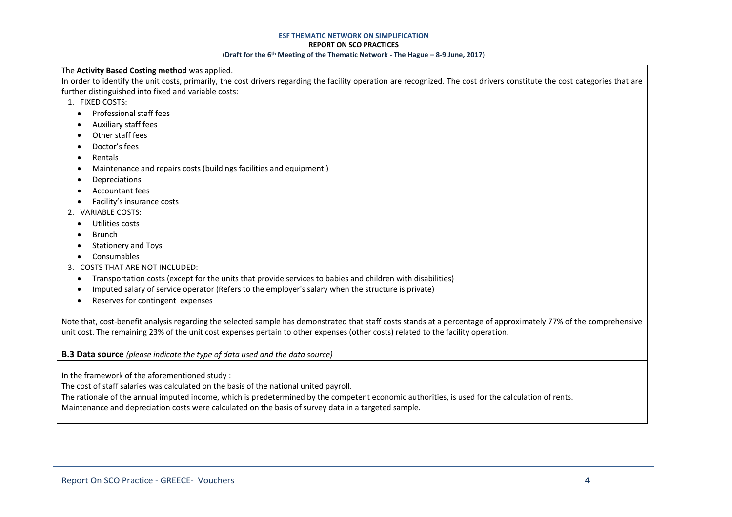The **Activity Based Costing method** was applied.

In order to identify the unit costs, primarily, the cost drivers regarding the facility operation are recognized. The cost drivers constitute the cost categories that are further distinguished into fixed and variable costs:

1. FIXED COSTS:
   - Professional staff fees
   - Auxiliary staff fees
   - Other staff fees
   - Doctor's fees
   - Rentals
   - Maintenance and repairs costs (buildings facilities and equipment )
   - Depreciations
   - Accountant fees
   - Facility's insurance costs
2. VARIABLE COSTS:
   - Utilities costs
   - Brunch
   - Stationery and Toys
   - Consumables
3. COSTS THAT ARE NOT INCLUDED:
   - Transportation costs (except for the units that provide services to babies and children with disabilities)
   - Imputed salary of service operator (Refers to the employer's salary when the structure is private)
   - Reserves for contingent expenses

Note that, cost-benefit analysis regarding the selected sample has demonstrated that staff costs stands at a percentage of approximately 77% of the comprehensive unit cost. The remaining 23% of the unit cost expenses pertain to other expenses (other costs) related to the facility operation.

**B.3 Data source** *(please indicate the type of data used and the data source)*

In the framework of the aforementioned study :

The cost of staff salaries was calculated on the basis of the national united payroll.

The rationale of the annual imputed income, which is predetermined by the competent economic authorities, is used for the calculation of rents.

Maintenance and depreciation costs were calculated on the basis of survey data in a targeted sample.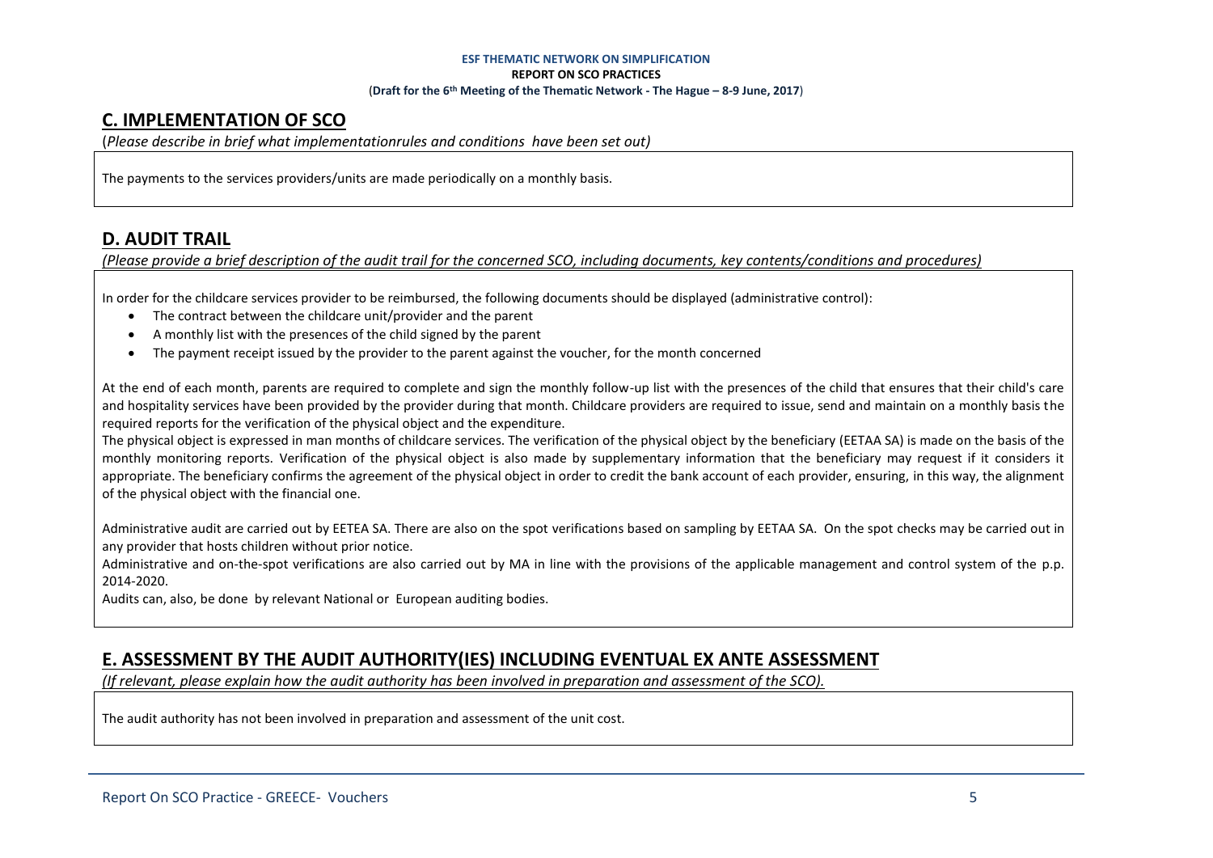## C. IMPLEMENTATION OF SCO

(*Please describe in brief what implementationrules and conditions have been set out)*

The payments to the services providers/units are made periodically on a monthly basis.

## D. AUDIT TRAIL

*(Please provide a brief description of the audit trail for the concerned SCO, including documents, key contents/conditions and procedures)*

In order for the childcare services provider to be reimbursed, the following documents should be displayed (administrative control):

- The contract between the childcare unit/provider and the parent
- A monthly list with the presences of the child signed by the parent
- The payment receipt issued by the provider to the parent against the voucher, for the month concerned

At the end of each month, parents are required to complete and sign the monthly follow-up list with the presences of the child that ensures that their child's care and hospitality services have been provided by the provider during that month. Childcare providers are required to issue, send and maintain on a monthly basis the required reports for the verification of the physical object and the expenditure.

The physical object is expressed in man months of childcare services. The verification of the physical object by the beneficiary (EETAA SA) is made on the basis of the monthly monitoring reports. Verification of the physical object is also made by supplementary information that the beneficiary may request if it considers it appropriate. The beneficiary confirms the agreement of the physical object in order to credit the bank account of each provider, ensuring, in this way, the alignment of the physical object with the financial one.

Administrative audit are carried out by EETEA SA. There are also on the spot verifications based on sampling by EETAA SA. On the spot checks may be carried out in any provider that hosts children without prior notice.

Administrative and on-the-spot verifications are also carried out by MA in line with the provisions of the applicable management and control system of the p.p. 2014-2020.

Audits can, also, be done by relevant National or European auditing bodies.

## E. ASSESSMENT BY THE AUDIT AUTHORITY(IES) INCLUDING EVENTUAL EX ANTE ASSESSMENT

*(If relevant, please explain how the audit authority has been involved in preparation and assessment of the SCO).*

The audit authority has not been involved in preparation and assessment of the unit cost.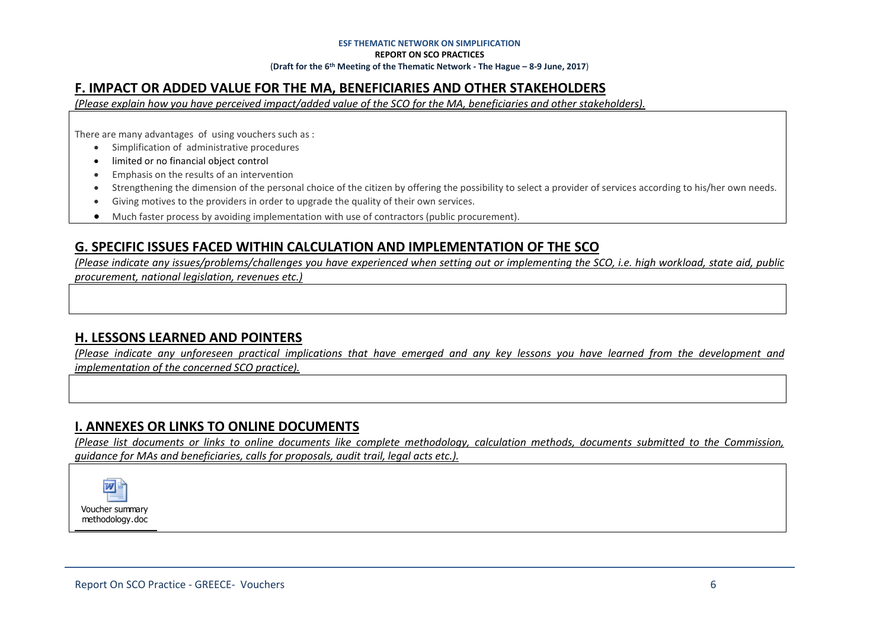## F. IMPACT OR ADDED VALUE FOR THE MA, BENEFICIARIES AND OTHER STAKEHOLDERS

*(Please explain how you have perceived impact/added value of the SCO for the MA, beneficiaries and other stakeholders).*

There are many advantages of using vouchers such as :

- Simplification of administrative procedures
- limited or no financial object control
- Emphasis on the results of an intervention
- Strengthening the dimension of the personal choice of the citizen by offering the possibility to select a provider of services according to his/her own needs.
- Giving motives to the providers in order to upgrade the quality of their own services.
- Much faster process by avoiding implementation with use of contractors (public procurement).

## G. SPECIFIC ISSUES FACED WITHIN CALCULATION AND IMPLEMENTATION OF THE SCO

*(Please indicate any issues/problems/challenges you have experienced when setting out or implementing the SCO, i.e. high workload, state aid, public procurement, national legislation, revenues etc.)*

## H. LESSONS LEARNED AND POINTERS

*(Please indicate any unforeseen practical implications that have emerged and any key lessons you have learned from the development and implementation of the concerned SCO practice).*

## I. ANNEXES OR LINKS TO ONLINE DOCUMENTS

*(Please list documents or links to online documents like complete methodology, calculation methods, documents submitted to the Commission, guidance for MAs and beneficiaries, calls for proposals, audit trail, legal acts etc.).*

Voucher summary methodology.doc